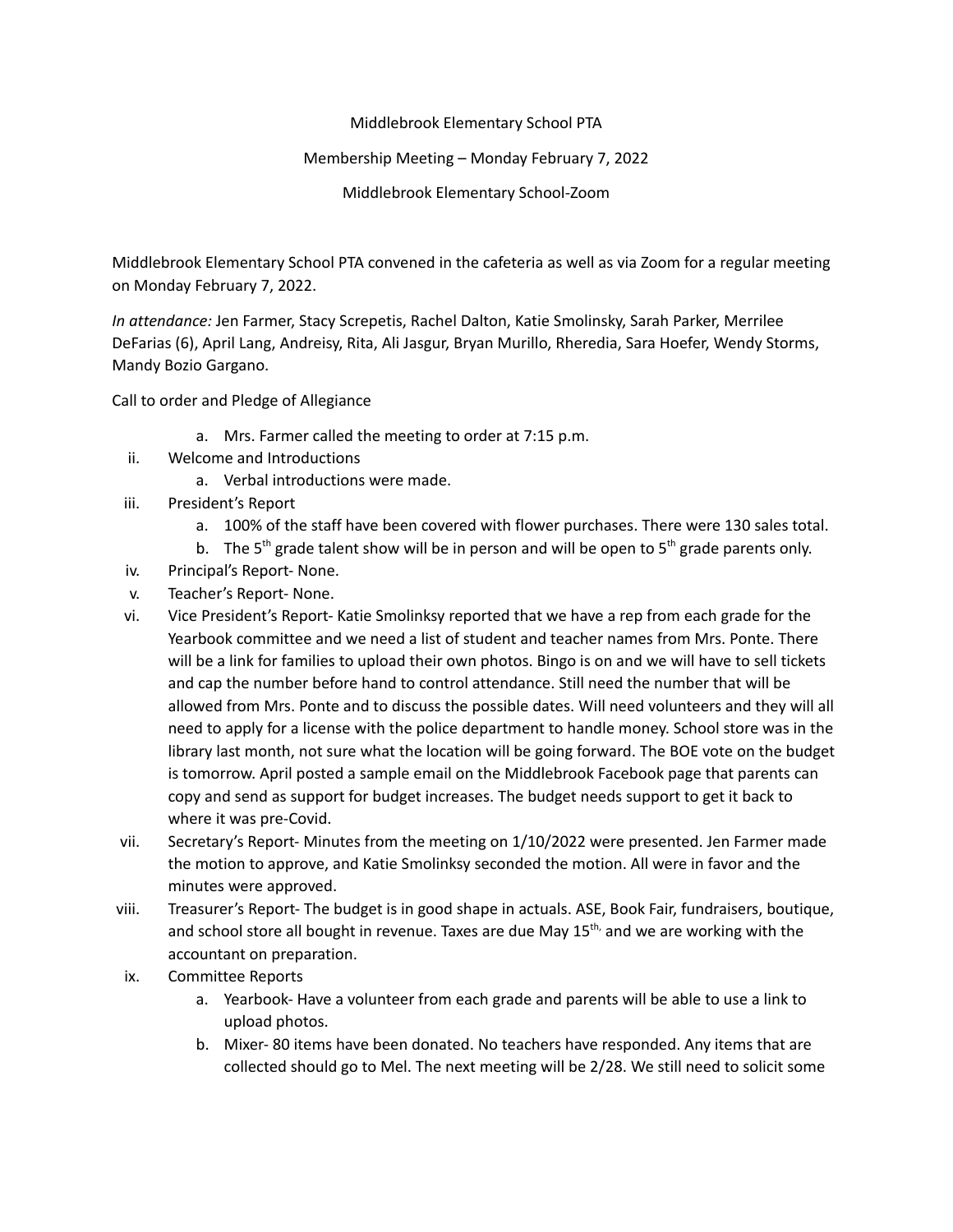Middlebrook Elementary School PTA

Membership Meeting – Monday February 7, 2022

Middlebrook Elementary School-Zoom

Middlebrook Elementary School PTA convened in the cafeteria as well as via Zoom for a regular meeting on Monday February 7, 2022.

*In attendance:* Jen Farmer, Stacy Screpetis, Rachel Dalton, Katie Smolinsky, Sarah Parker, Merrilee DeFarias (6), April Lang, Andreisy, Rita, Ali Jasgur, Bryan Murillo, Rheredia, Sara Hoefer, Wendy Storms, Mandy Bozio Gargano.

Call to order and Pledge of Allegiance

  a. Mrs. Farmer called the meeting to order at 7:15 p.m.

ii. Welcome and Introductions
  a. Verbal introductions were made.

iii. President's Report
  a. 100% of the staff have been covered with flower purchases. There were 130 sales total.
  b. The 5th grade talent show will be in person and will be open to 5th grade parents only.

iv. Principal's Report- None.

v. Teacher's Report- None.

vi. Vice President's Report- Katie Smolinksy reported that we have a rep from each grade for the Yearbook committee and we need a list of student and teacher names from Mrs. Ponte. There will be a link for families to upload their own photos. Bingo is on and we will have to sell tickets and cap the number before hand to control attendance. Still need the number that will be allowed from Mrs. Ponte and to discuss the possible dates. Will need volunteers and they will all need to apply for a license with the police department to handle money. School store was in the library last month, not sure what the location will be going forward. The BOE vote on the budget is tomorrow. April posted a sample email on the Middlebrook Facebook page that parents can copy and send as support for budget increases. The budget needs support to get it back to where it was pre-Covid.

vii. Secretary's Report- Minutes from the meeting on 1/10/2022 were presented. Jen Farmer made the motion to approve, and Katie Smolinksy seconded the motion. All were in favor and the minutes were approved.

viii. Treasurer's Report- The budget is in good shape in actuals. ASE, Book Fair, fundraisers, boutique, and school store all bought in revenue. Taxes are due May 15th, and we are working with the accountant on preparation.

ix. Committee Reports
  a. Yearbook- Have a volunteer from each grade and parents will be able to use a link to upload photos.
  b. Mixer- 80 items have been donated. No teachers have responded. Any items that are collected should go to Mel. The next meeting will be 2/28. We still need to solicit some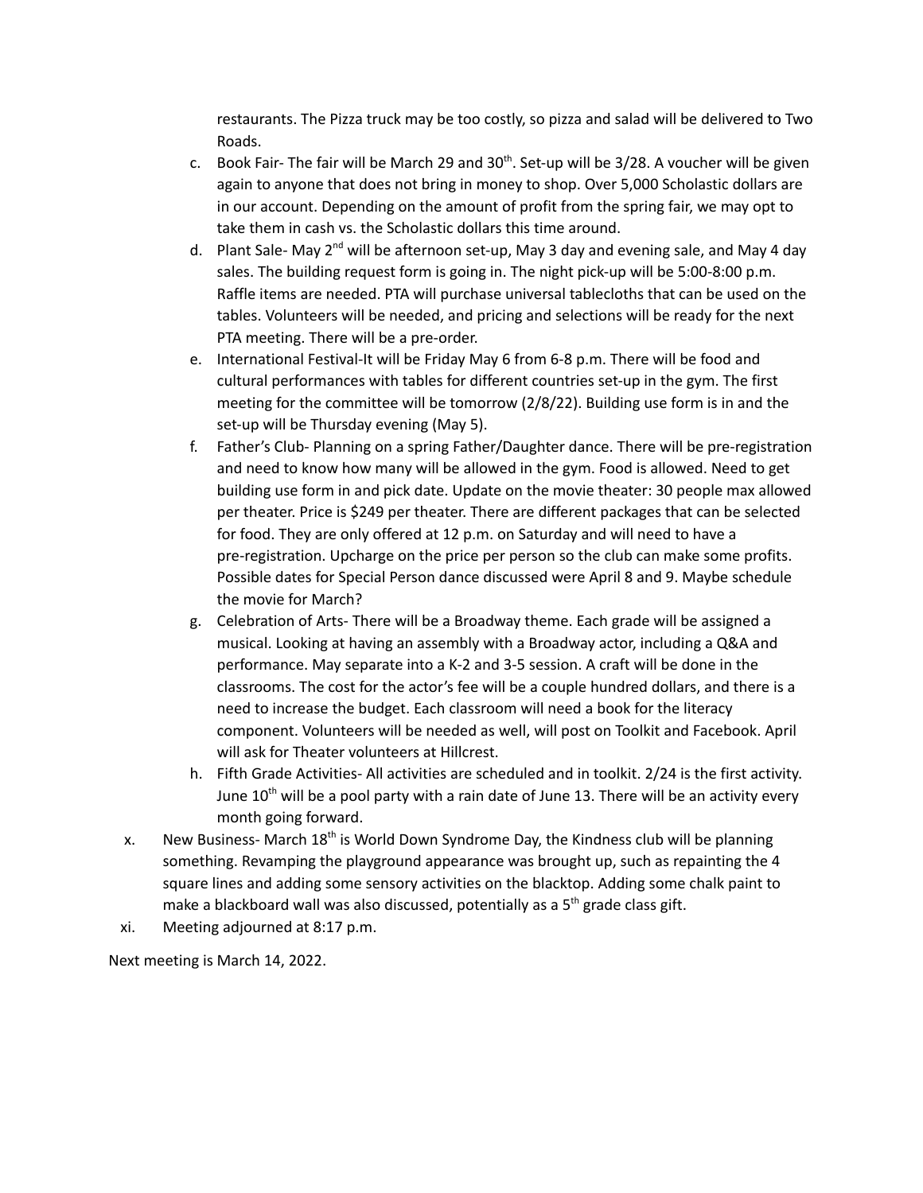restaurants. The Pizza truck may be too costly, so pizza and salad will be delivered to Two Roads.

c. Book Fair- The fair will be March 29 and 30th. Set-up will be 3/28. A voucher will be given again to anyone that does not bring in money to shop. Over 5,000 Scholastic dollars are in our account. Depending on the amount of profit from the spring fair, we may opt to take them in cash vs. the Scholastic dollars this time around.

d. Plant Sale- May 2nd will be afternoon set-up, May 3 day and evening sale, and May 4 day sales. The building request form is going in. The night pick-up will be 5:00-8:00 p.m. Raffle items are needed. PTA will purchase universal tablecloths that can be used on the tables. Volunteers will be needed, and pricing and selections will be ready for the next PTA meeting. There will be a pre-order.

e. International Festival-It will be Friday May 6 from 6-8 p.m. There will be food and cultural performances with tables for different countries set-up in the gym. The first meeting for the committee will be tomorrow (2/8/22). Building use form is in and the set-up will be Thursday evening (May 5).

f. Father's Club- Planning on a spring Father/Daughter dance. There will be pre-registration and need to know how many will be allowed in the gym. Food is allowed. Need to get building use form in and pick date. Update on the movie theater: 30 people max allowed per theater. Price is $249 per theater. There are different packages that can be selected for food. They are only offered at 12 p.m. on Saturday and will need to have a pre-registration. Upcharge on the price per person so the club can make some profits. Possible dates for Special Person dance discussed were April 8 and 9. Maybe schedule the movie for March?

g. Celebration of Arts- There will be a Broadway theme. Each grade will be assigned a musical. Looking at having an assembly with a Broadway actor, including a Q&A and performance. May separate into a K-2 and 3-5 session. A craft will be done in the classrooms. The cost for the actor's fee will be a couple hundred dollars, and there is a need to increase the budget. Each classroom will need a book for the literacy component. Volunteers will be needed as well, will post on Toolkit and Facebook. April will ask for Theater volunteers at Hillcrest.

h. Fifth Grade Activities- All activities are scheduled and in toolkit. 2/24 is the first activity. June 10th will be a pool party with a rain date of June 13. There will be an activity every month going forward.

x. New Business- March 18th is World Down Syndrome Day, the Kindness club will be planning something. Revamping the playground appearance was brought up, such as repainting the 4 square lines and adding some sensory activities on the blacktop. Adding some chalk paint to make a blackboard wall was also discussed, potentially as a 5th grade class gift.

xi. Meeting adjourned at 8:17 p.m.

Next meeting is March 14, 2022.